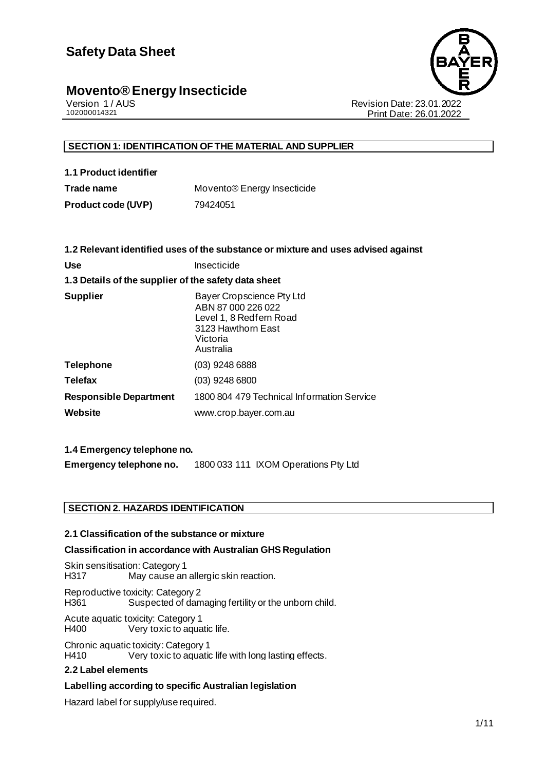# Safety Data Sheet

## Movento® Energy Insecticide

Version 1 / AUS
102000014321

Revision Date: 23.01.2022
Print Date: 26.01.2022

### SECTION 1: IDENTIFICATION OF THE MATERIAL AND SUPPLIER

**1.1 Product identifier**

| | |
|---|---|
| **Trade name** | Movento® Energy Insecticide |
| **Product code (UVP)** | 79424051 |

**1.2 Relevant identified uses of the substance or mixture and uses advised against**

| | |
|---|---|
| **Use** | Insecticide |

**1.3 Details of the supplier of the safety data sheet**

| | |
|---|---|
| **Supplier** | Bayer Cropscience Pty Ltd<br>ABN 87 000 226 022<br>Level 1, 8 Redfern Road<br>3123 Hawthorn East<br>Victoria<br>Australia |
| **Telephone** | (03) 9248 6888 |
| **Telefax** | (03) 9248 6800 |
| **Responsible Department** | 1800 804 479 Technical Information Service |
| **Website** | www.crop.bayer.com.au |

**1.4 Emergency telephone no.**

| | |
|---|---|
| **Emergency telephone no.** | 1800 033 111 IXOM Operations Pty Ltd |

### SECTION 2. HAZARDS IDENTIFICATION

**2.1 Classification of the substance or mixture**

**Classification in accordance with Australian GHS Regulation**

Skin sensitisation: Category 1
H317 May cause an allergic skin reaction.

Reproductive toxicity: Category 2
H361 Suspected of damaging fertility or the unborn child.

Acute aquatic toxicity: Category 1
H400 Very toxic to aquatic life.

Chronic aquatic toxicity: Category 1
H410 Very toxic to aquatic life with long lasting effects.

**2.2 Label elements**

**Labelling according to specific Australian legislation**

Hazard label for supply/use required.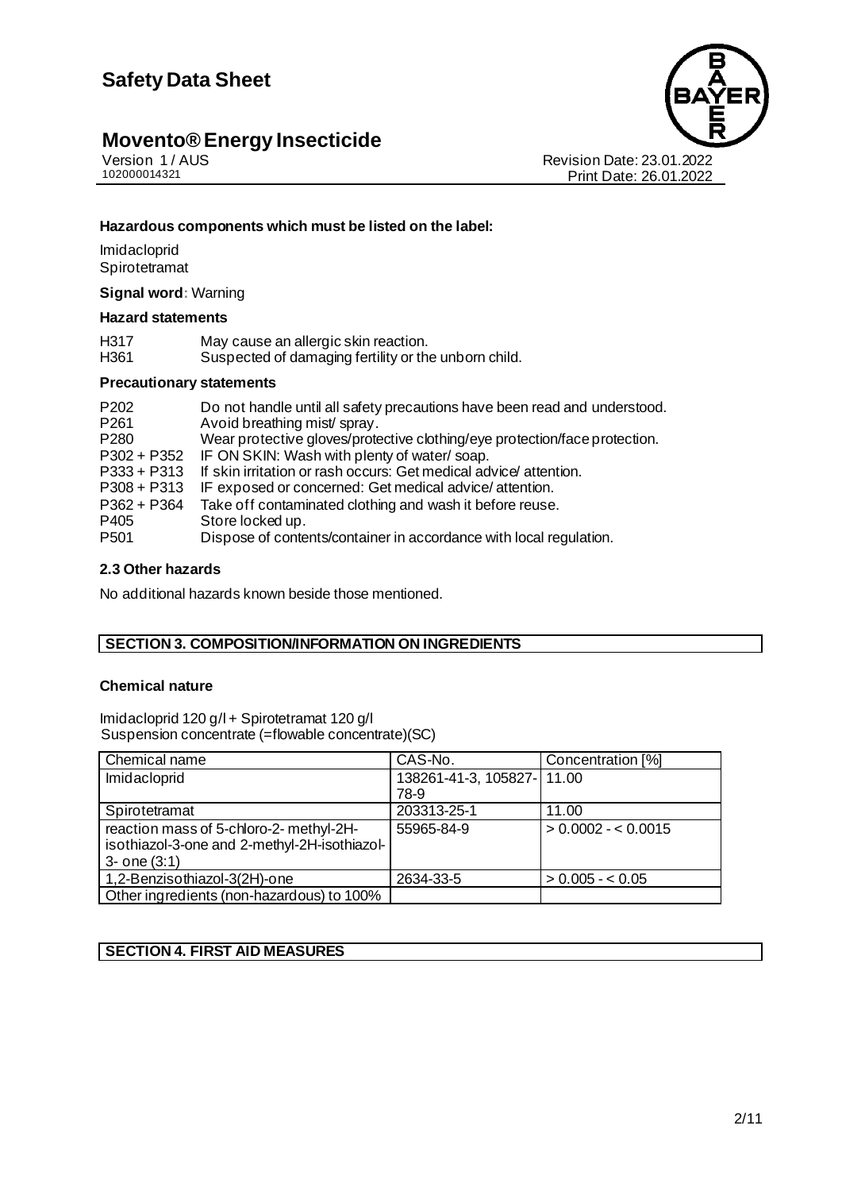**Hazardous components which must be listed on the label:**

Imidacloprid
Spirotetramat

**Signal word**: Warning

**Hazard statements**

| | |
|---|---|
| H317 | May cause an allergic skin reaction. |
| H361 | Suspected of damaging fertility or the unborn child. |

**Precautionary statements**

| | |
|---|---|
| P202 | Do not handle until all safety precautions have been read and understood. |
| P261 | Avoid breathing mist/ spray. |
| P280 | Wear protective gloves/protective clothing/eye protection/face protection. |
| P302 + P352 | IF ON SKIN: Wash with plenty of water/ soap. |
| P333 + P313 | If skin irritation or rash occurs: Get medical advice/ attention. |
| P308 + P313 | IF exposed or concerned: Get medical advice/ attention. |
| P362 + P364 | Take off contaminated clothing and wash it before reuse. |
| P405 | Store locked up. |
| P501 | Dispose of contents/container in accordance with local regulation. |

### 2.3 Other hazards

No additional hazards known beside those mentioned.

## SECTION 3. COMPOSITION/INFORMATION ON INGREDIENTS

**Chemical nature**

Imidacloprid 120 g/l + Spirotetramat 120 g/l
Suspension concentrate (=flowable concentrate)(SC)

| Chemical name | CAS-No. | Concentration [%] |
|---|---|---|
| Imidacloprid | 138261-41-3, 105827-78-9 | 11.00 |
| Spirotetramat | 203313-25-1 | 11.00 |
| reaction mass of 5-chloro-2- methyl-2H-isothiazol-3-one and 2-methyl-2H-isothiazol-3- one (3:1) | 55965-84-9 | > 0.0002 - < 0.0015 |
| 1,2-Benzisothiazol-3(2H)-one | 2634-33-5 | > 0.005 - < 0.05 |
| Other ingredients (non-hazardous) to 100% | | |

## SECTION 4. FIRST AID MEASURES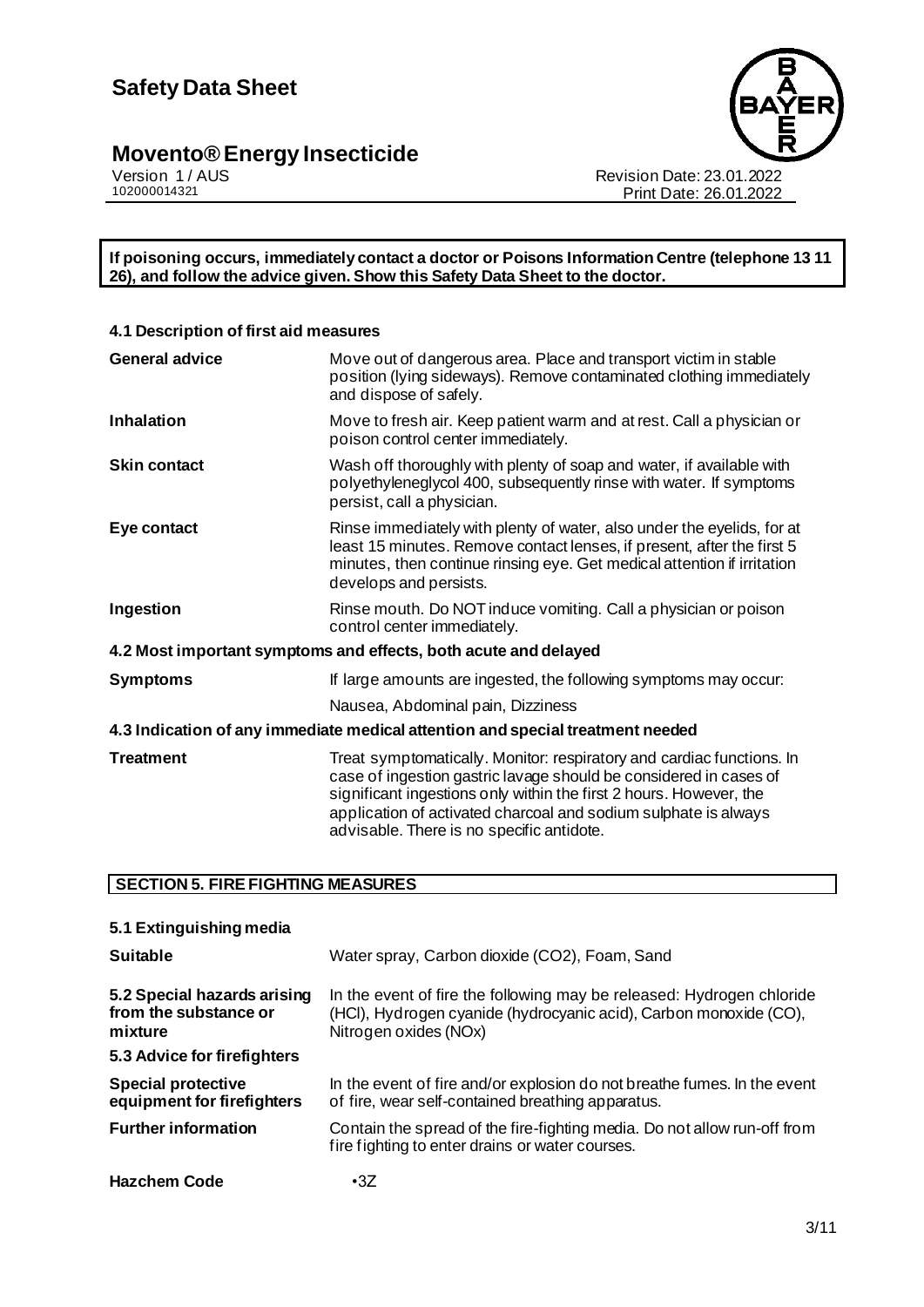**If poisoning occurs, immediately contact a doctor or Poisons Information Centre (telephone 13 11 26), and follow the advice given. Show this Safety Data Sheet to the doctor.**

### 4.1 Description of first aid measures

| | |
|---|---|
| **General advice** | Move out of dangerous area. Place and transport victim in stable position (lying sideways). Remove contaminated clothing immediately and dispose of safely. |
| **Inhalation** | Move to fresh air. Keep patient warm and at rest. Call a physician or poison control center immediately. |
| **Skin contact** | Wash off thoroughly with plenty of soap and water, if available with polyethyleneglycol 400, subsequently rinse with water. If symptoms persist, call a physician. |
| **Eye contact** | Rinse immediately with plenty of water, also under the eyelids, for at least 15 minutes. Remove contact lenses, if present, after the first 5 minutes, then continue rinsing eye. Get medical attention if irritation develops and persists. |
| **Ingestion** | Rinse mouth. Do NOT induce vomiting. Call a physician or poison control center immediately. |

### 4.2 Most important symptoms and effects, both acute and delayed

| | |
|---|---|
| **Symptoms** | If large amounts are ingested, the following symptoms may occur: |
| | Nausea, Abdominal pain, Dizziness |

### 4.3 Indication of any immediate medical attention and special treatment needed

| | |
|---|---|
| **Treatment** | Treat symptomatically. Monitor: respiratory and cardiac functions. In case of ingestion gastric lavage should be considered in cases of significant ingestions only within the first 2 hours. However, the application of activated charcoal and sodium sulphate is always advisable. There is no specific antidote. |

## SECTION 5. FIRE FIGHTING MEASURES

### 5.1 Extinguishing media

| | |
|---|---|
| **Suitable** | Water spray, Carbon dioxide ($CO_2$), Foam, Sand |
| **5.2 Special hazards arising from the substance or mixture** | In the event of fire the following may be released: Hydrogen chloride (HCl), Hydrogen cyanide (hydrocyanic acid), Carbon monoxide (CO), Nitrogen oxides ($NO_x$) |

### 5.3 Advice for firefighters

| | |
|---|---|
| **Special protective equipment for firefighters** | In the event of fire and/or explosion do not breathe fumes. In the event of fire, wear self-contained breathing apparatus. |
| **Further information** | Contain the spread of the fire-fighting media. Do not allow run-off from fire fighting to enter drains or water courses. |
| **Hazchem Code** | •3Z |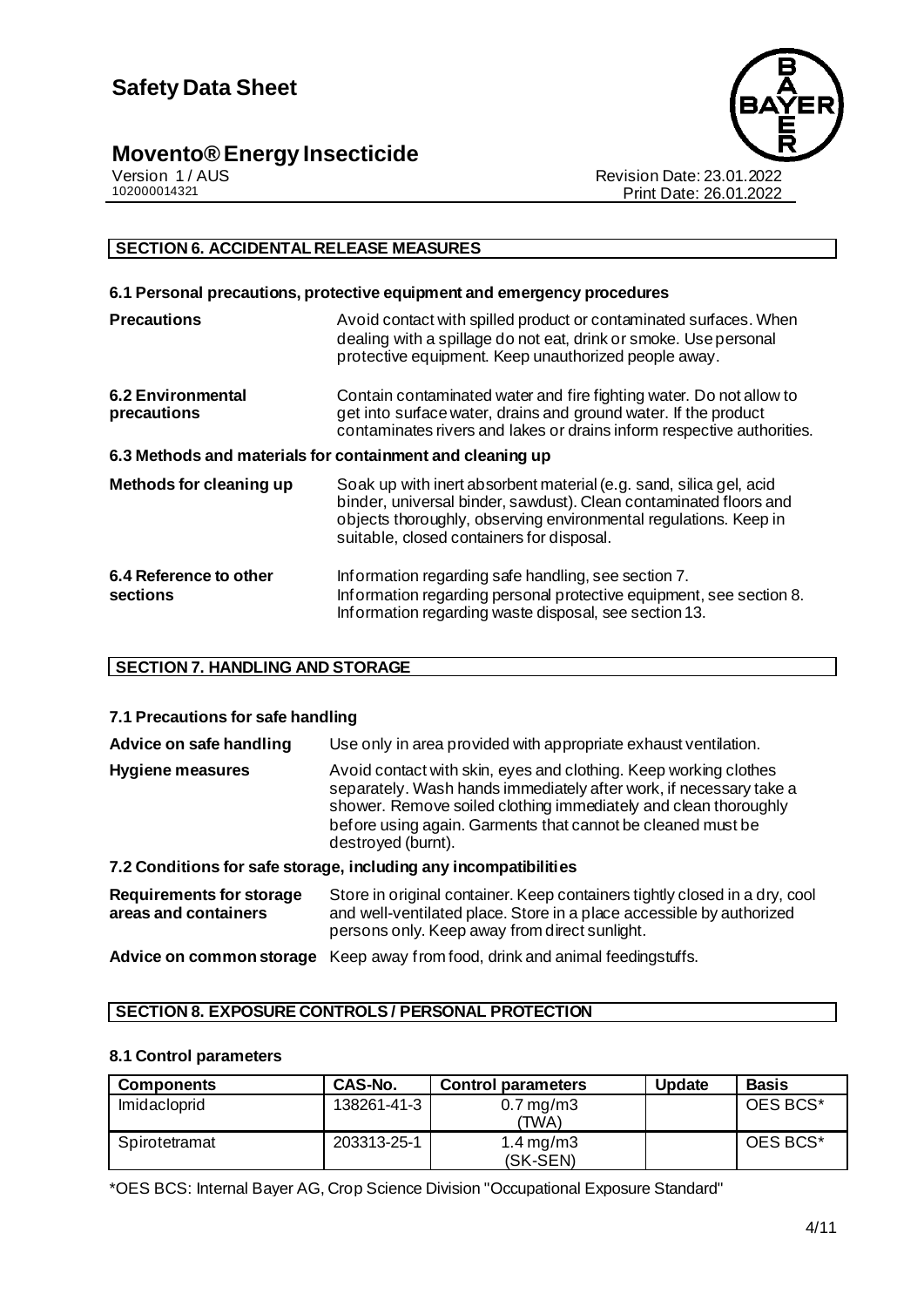## SECTION 6. ACCIDENTAL RELEASE MEASURES

### 6.1 Personal precautions, protective equipment and emergency procedures

**Precautions** Avoid contact with spilled product or contaminated surfaces. When dealing with a spillage do not eat, drink or smoke. Use personal protective equipment. Keep unauthorized people away.

**6.2 Environmental precautions** Contain contaminated water and fire fighting water. Do not allow to get into surface water, drains and ground water. If the product contaminates rivers and lakes or drains inform respective authorities.

### 6.3 Methods and materials for containment and cleaning up

**Methods for cleaning up** Soak up with inert absorbent material (e.g. sand, silica gel, acid binder, universal binder, sawdust). Clean contaminated floors and objects thoroughly, observing environmental regulations. Keep in suitable, closed containers for disposal.

**6.4 Reference to other sections** Information regarding safe handling, see section 7. Information regarding personal protective equipment, see section 8. Information regarding waste disposal, see section 13.

## SECTION 7. HANDLING AND STORAGE

### 7.1 Precautions for safe handling

**Advice on safe handling** Use only in area provided with appropriate exhaust ventilation.

**Hygiene measures** Avoid contact with skin, eyes and clothing. Keep working clothes separately. Wash hands immediately after work, if necessary take a shower. Remove soiled clothing immediately and clean thoroughly before using again. Garments that cannot be cleaned must be destroyed (burnt).

### 7.2 Conditions for safe storage, including any incompatibilities

**Requirements for storage areas and containers** Store in original container. Keep containers tightly closed in a dry, cool and well-ventilated place. Store in a place accessible by authorized persons only. Keep away from direct sunlight.

**Advice on common storage** Keep away from food, drink and animal feedingstuffs.

## SECTION 8. EXPOSURE CONTROLS / PERSONAL PROTECTION

### 8.1 Control parameters

| Components | CAS-No. | Control parameters | Update | Basis |
|---|---|---|---|---|
| Imidacloprid | 138261-41-3 | 0.7 mg/m3 (TWA) | | OES BCS* |
| Spirotetramat | 203313-25-1 | 1.4 mg/m3 (SK-SEN) | | OES BCS* |

*OES BCS: Internal Bayer AG, Crop Science Division "Occupational Exposure Standard"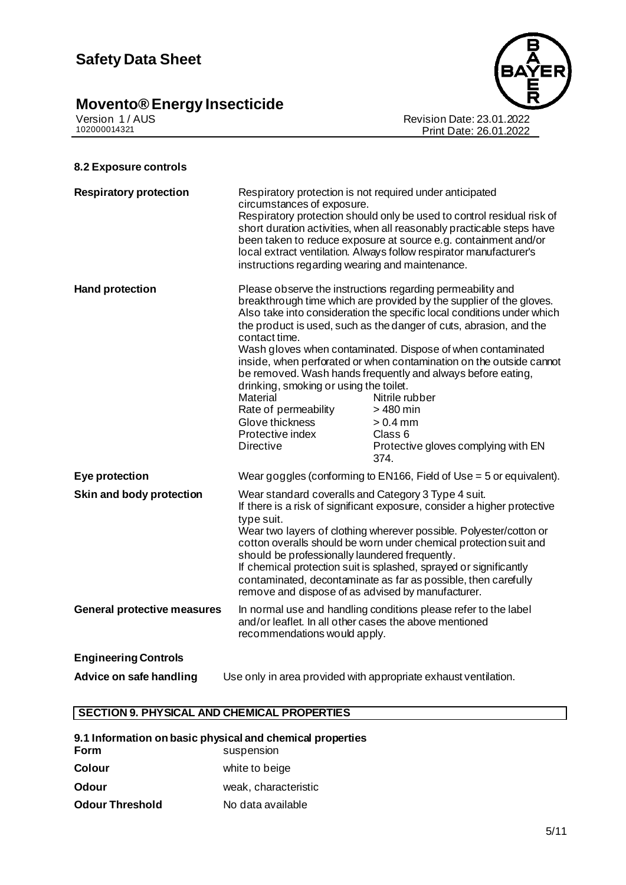### 8.2 Exposure controls

**Respiratory protection**

Respiratory protection is not required under anticipated circumstances of exposure.
Respiratory protection should only be used to control residual risk of short duration activities, when all reasonably practicable steps have been taken to reduce exposure at source e.g. containment and/or local extract ventilation. Always follow respirator manufacturer's instructions regarding wearing and maintenance.

**Hand protection**

Please observe the instructions regarding permeability and breakthrough time which are provided by the supplier of the gloves. Also take into consideration the specific local conditions under which the product is used, such as the danger of cuts, abrasion, and the contact time.
Wash gloves when contaminated. Dispose of when contaminated inside, when perforated or when contamination on the outside cannot be removed. Wash hands frequently and always before eating, drinking, smoking or using the toilet.

| | |
|---|---|
| Material | Nitrile rubber |
| Rate of permeability | > 480 min |
| Glove thickness | > 0.4 mm |
| Protective index | Class 6 |
| Directive | Protective gloves complying with EN 374. |

**Eye protection**

Wear goggles (conforming to EN166, Field of Use = 5 or equivalent).

**Skin and body protection**

Wear standard coveralls and Category 3 Type 4 suit.
If there is a risk of significant exposure, consider a higher protective type suit.
Wear two layers of clothing wherever possible. Polyester/cotton or cotton overalls should be worn under chemical protection suit and should be professionally laundered frequently.
If chemical protection suit is splashed, sprayed or significantly contaminated, decontaminate as far as possible, then carefully remove and dispose of as advised by manufacturer.

**General protective measures**

In normal use and handling conditions please refer to the label and/or leaflet. In all other cases the above mentioned recommendations would apply.

**Engineering Controls**

**Advice on safe handling**

Use only in area provided with appropriate exhaust ventilation.

## SECTION 9. PHYSICAL AND CHEMICAL PROPERTIES

### 9.1 Information on basic physical and chemical properties

| | |
|---|---|
| **Form** | suspension |
| **Colour** | white to beige |
| **Odour** | weak, characteristic |
| **Odour Threshold** | No data available |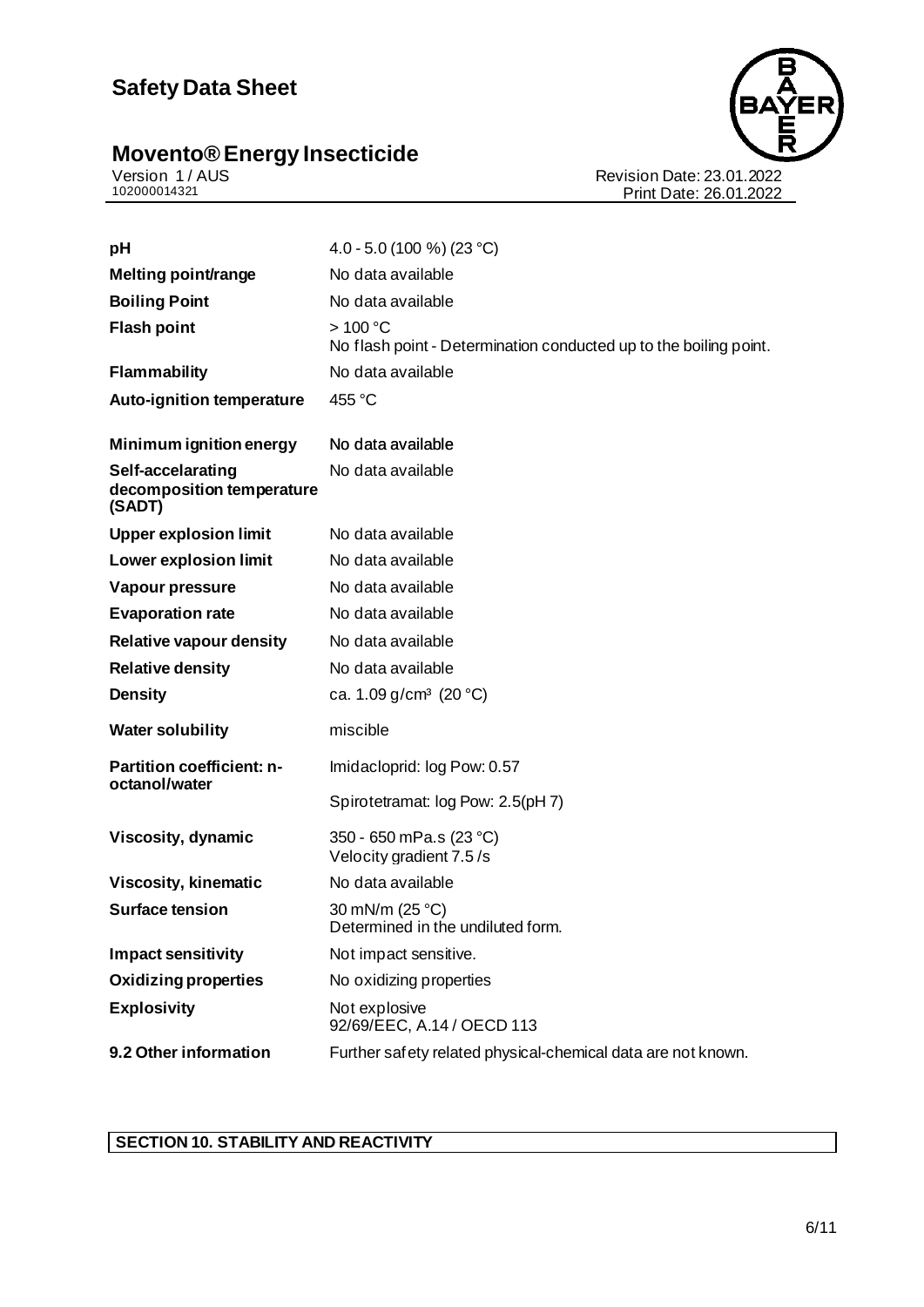| | |
|---|---|
| **pH** | 4.0 - 5.0 (100 %) (23 °C) |
| **Melting point/range** | No data available |
| **Boiling Point** | No data available |
| **Flash point** | > 100 °C<br>No flash point - Determination conducted up to the boiling point. |
| **Flammability** | No data available |
| **Auto-ignition temperature** | 455 °C |
| **Minimum ignition energy** | No data available |
| **Self-accelarating decomposition temperature (SADT)** | No data available |
| **Upper explosion limit** | No data available |
| **Lower explosion limit** | No data available |
| **Vapour pressure** | No data available |
| **Evaporation rate** | No data available |
| **Relative vapour density** | No data available |
| **Relative density** | No data available |
| **Density** | ca. 1.09 g/cm³ (20 °C) |
| **Water solubility** | miscible |
| **Partition coefficient: n-octanol/water** | Imidacloprid: log Pow: 0.57<br>Spirotetramat: log Pow: 2.5(pH 7) |
| **Viscosity, dynamic** | 350 - 650 mPa.s (23 °C)<br>Velocity gradient 7.5 /s |
| **Viscosity, kinematic** | No data available |
| **Surface tension** | 30 mN/m (25 °C)<br>Determined in the undiluted form. |
| **Impact sensitivity** | Not impact sensitive. |
| **Oxidizing properties** | No oxidizing properties |
| **Explosivity** | Not explosive<br>92/69/EEC, A.14 / OECD 113 |
| **9.2 Other information** | Further safety related physical-chemical data are not known. |

## SECTION 10. STABILITY AND REACTIVITY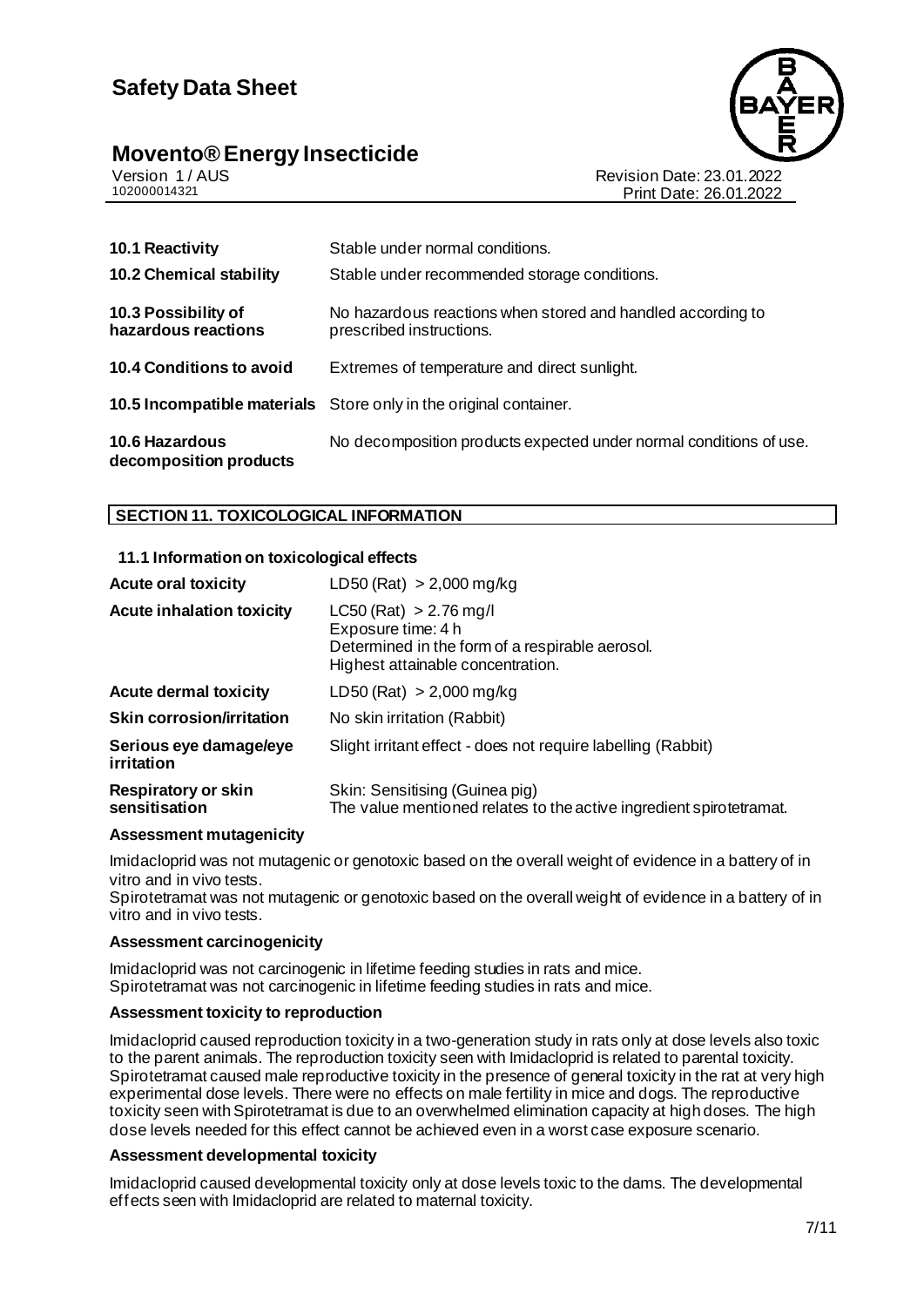| | |
|---|---|
| **10.1 Reactivity** | Stable under normal conditions. |
| **10.2 Chemical stability** | Stable under recommended storage conditions. |
| **10.3 Possibility of hazardous reactions** | No hazardous reactions when stored and handled according to prescribed instructions. |
| **10.4 Conditions to avoid** | Extremes of temperature and direct sunlight. |
| **10.5 Incompatible materials** | Store only in the original container. |
| **10.6 Hazardous decomposition products** | No decomposition products expected under normal conditions of use. |

## SECTION 11. TOXICOLOGICAL INFORMATION

### 11.1 Information on toxicological effects

| | |
|---|---|
| **Acute oral toxicity** | LD50 (Rat) > 2,000 mg/kg |
| **Acute inhalation toxicity** | LC50 (Rat) > 2.76 mg/l<br>Exposure time: 4 h<br>Determined in the form of a respirable aerosol.<br>Highest attainable concentration. |
| **Acute dermal toxicity** | LD50 (Rat) > 2,000 mg/kg |
| **Skin corrosion/irritation** | No skin irritation (Rabbit) |
| **Serious eye damage/eye irritation** | Slight irritant effect - does not require labelling (Rabbit) |
| **Respiratory or skin sensitisation** | Skin: Sensitising (Guinea pig)<br>The value mentioned relates to the active ingredient spirotetramat. |

**Assessment mutagenicity**

Imidacloprid was not mutagenic or genotoxic based on the overall weight of evidence in a battery of in vitro and in vivo tests.
Spirotetramat was not mutagenic or genotoxic based on the overall weight of evidence in a battery of in vitro and in vivo tests.

**Assessment carcinogenicity**

Imidacloprid was not carcinogenic in lifetime feeding studies in rats and mice.
Spirotetramat was not carcinogenic in lifetime feeding studies in rats and mice.

**Assessment toxicity to reproduction**

Imidacloprid caused reproduction toxicity in a two-generation study in rats only at dose levels also toxic to the parent animals. The reproduction toxicity seen with Imidacloprid is related to parental toxicity.
Spirotetramat caused male reproductive toxicity in the presence of general toxicity in the rat at very high experimental dose levels. There were no effects on male fertility in mice and dogs. The reproductive toxicity seen with Spirotetramat is due to an overwhelmed elimination capacity at high doses. The high dose levels needed for this effect cannot be achieved even in a worst case exposure scenario.

**Assessment developmental toxicity**

Imidacloprid caused developmental toxicity only at dose levels toxic to the dams. The developmental effects seen with Imidacloprid are related to maternal toxicity.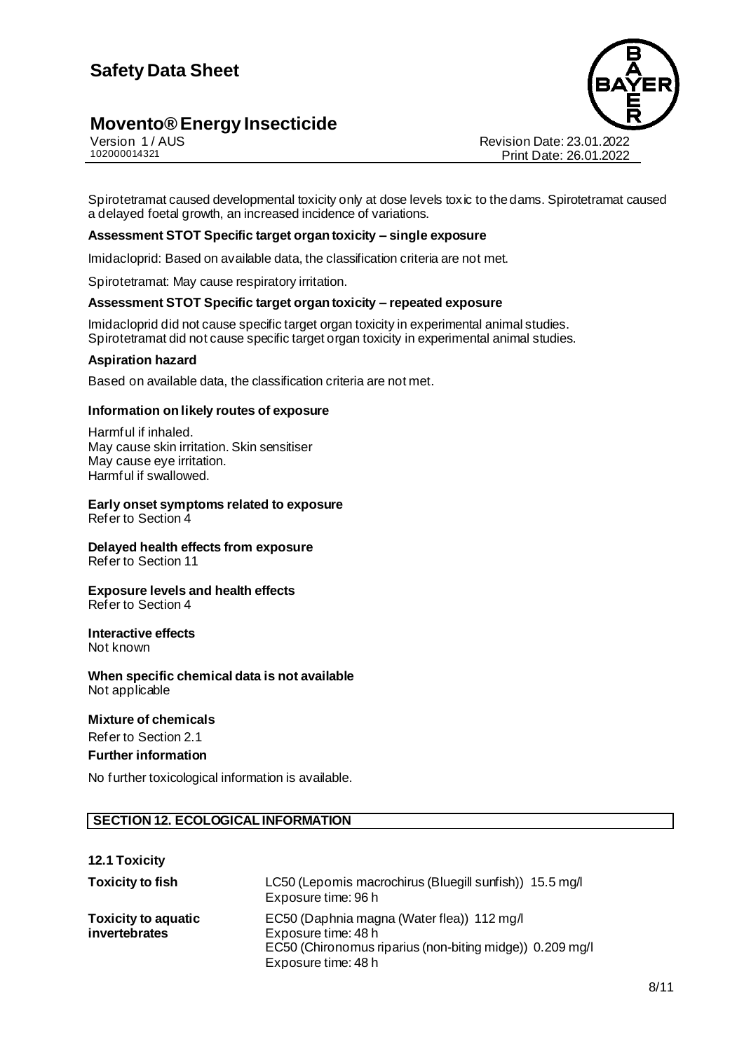Spirotetramat caused developmental toxicity only at dose levels toxic to the dams. Spirotetramat caused a delayed foetal growth, an increased incidence of variations.

**Assessment STOT Specific target organ toxicity – single exposure**

Imidacloprid: Based on available data, the classification criteria are not met.

Spirotetramat: May cause respiratory irritation.

**Assessment STOT Specific target organ toxicity – repeated exposure**

Imidacloprid did not cause specific target organ toxicity in experimental animal studies.
Spirotetramat did not cause specific target organ toxicity in experimental animal studies.

**Aspiration hazard**

Based on available data, the classification criteria are not met.

**Information on likely routes of exposure**

Harmful if inhaled.
May cause skin irritation. Skin sensitiser
May cause eye irritation.
Harmful if swallowed.

**Early onset symptoms related to exposure**
Refer to Section 4

**Delayed health effects from exposure**
Refer to Section 11

**Exposure levels and health effects**
Refer to Section 4

**Interactive effects**
Not known

**When specific chemical data is not available**
Not applicable

**Mixture of chemicals**
Refer to Section 2.1

**Further information**

No further toxicological information is available.

## SECTION 12. ECOLOGICAL INFORMATION

### 12.1 Toxicity

| | |
|---|---|
| **Toxicity to fish** | LC50 (Lepomis macrochirus (Bluegill sunfish)) 15.5 mg/l<br>Exposure time: 96 h |
| **Toxicity to aquatic invertebrates** | EC50 (Daphnia magna (Water flea)) 112 mg/l<br>Exposure time: 48 h<br>EC50 (Chironomus riparius (non-biting midge)) 0.209 mg/l<br>Exposure time: 48 h |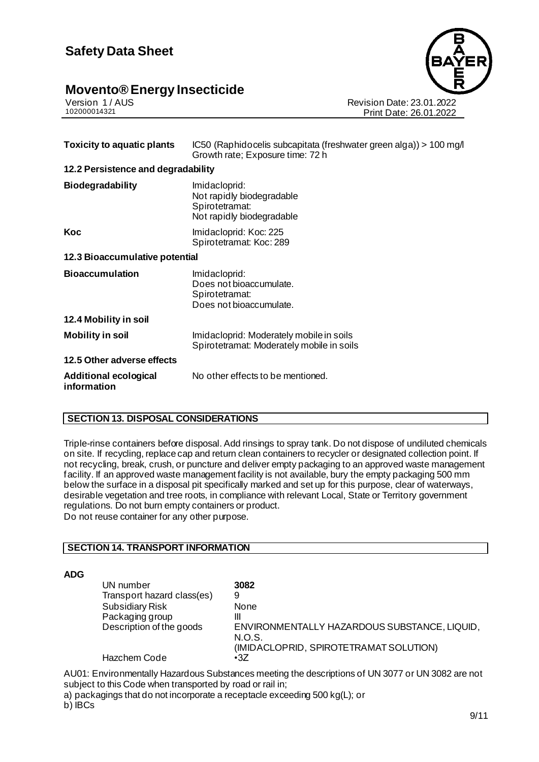| | |
|---|---|
| **Toxicity to aquatic plants** | IC50 (Raphidocelis subcapitata (freshwater green alga)) > 100 mg/l<br>Growth rate; Exposure time: 72 h |

**12.2 Persistence and degradability**

| | |
|---|---|
| **Biodegradability** | Imidacloprid:<br>Not rapidly biodegradable<br>Spirotetramat:<br>Not rapidly biodegradable |
| **Koc** | Imidacloprid: Koc: 225<br>Spirotetramat: Koc: 289 |

**12.3 Bioaccumulative potential**

| | |
|---|---|
| **Bioaccumulation** | Imidacloprid:<br>Does not bioaccumulate.<br>Spirotetramat:<br>Does not bioaccumulate. |

**12.4 Mobility in soil**

| | |
|---|---|
| **Mobility in soil** | Imidacloprid: Moderately mobile in soils<br>Spirotetramat: Moderately mobile in soils |

**12.5 Other adverse effects**

| | |
|---|---|
| **Additional ecological information** | No other effects to be mentioned. |

## SECTION 13. DISPOSAL CONSIDERATIONS

Triple-rinse containers before disposal. Add rinsings to spray tank. Do not dispose of undiluted chemicals on site. If recycling, replace cap and return clean containers to recycler or designated collection point. If not recycling, break, crush, or puncture and deliver empty packaging to an approved waste management facility. If an approved waste management facility is not available, bury the empty packaging 500 mm below the surface in a disposal pit specifically marked and set up for this purpose, clear of waterways, desirable vegetation and tree roots, in compliance with relevant Local, State or Territory government regulations. Do not burn empty containers or product.
Do not reuse container for any other purpose.

## SECTION 14. TRANSPORT INFORMATION

**ADG**

| | |
|---|---|
| UN number | **3082** |
| Transport hazard class(es) | 9 |
| Subsidiary Risk | None |
| Packaging group | III |
| Description of the goods | ENVIRONMENTALLY HAZARDOUS SUBSTANCE, LIQUID, N.O.S.<br>(IMIDACLOPRID, SPIROTETRAMAT SOLUTION) |
| Hazchem Code | •3Z |

AU01: Environmentally Hazardous Substances meeting the descriptions of UN 3077 or UN 3082 are not subject to this Code when transported by road or rail in;
a) packagings that do not incorporate a receptacle exceeding 500 kg(L); or
b) IBCs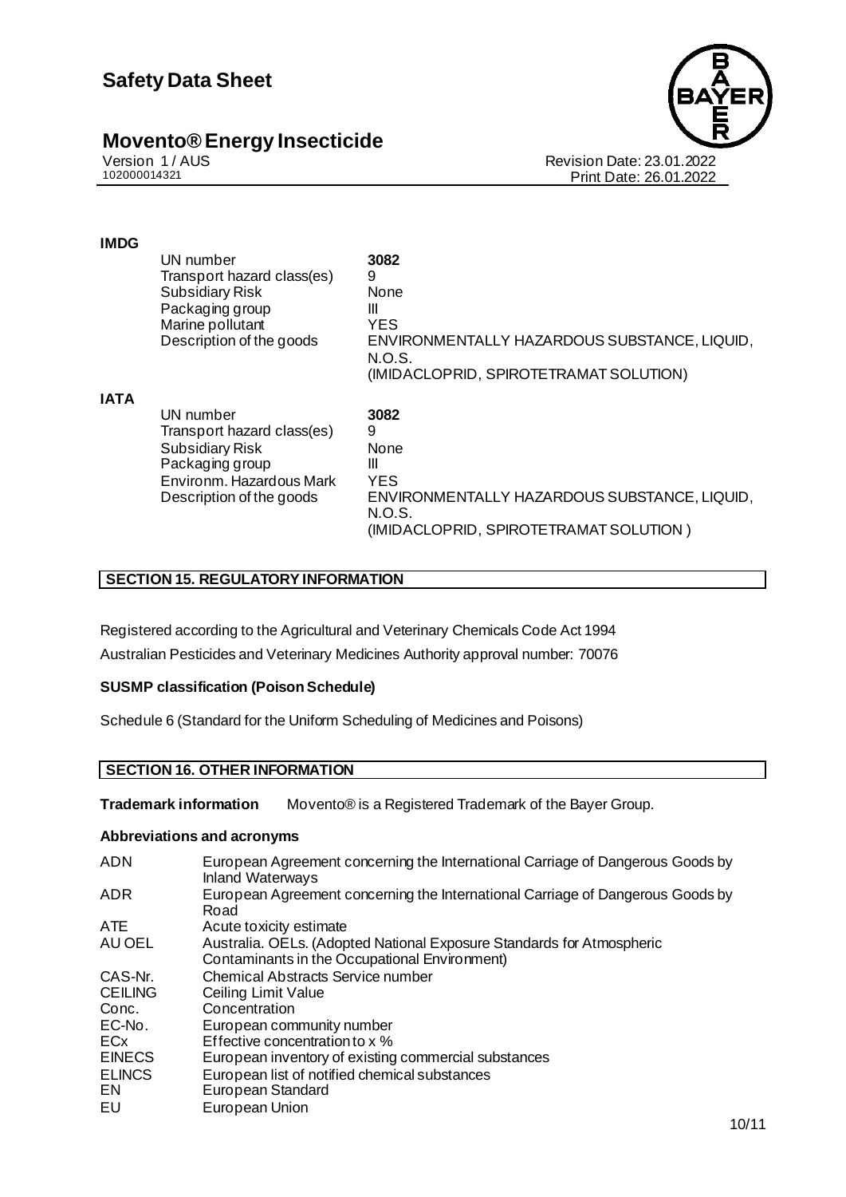**IMDG**

| | |
|---|---|
| UN number | **3082** |
| Transport hazard class(es) | 9 |
| Subsidiary Risk | None |
| Packaging group | III |
| Marine pollutant | YES |
| Description of the goods | ENVIRONMENTALLY HAZARDOUS SUBSTANCE, LIQUID, N.O.S. (IMIDACLOPRID, SPIROTETRAMAT SOLUTION) |

**IATA**

| | |
|---|---|
| UN number | **3082** |
| Transport hazard class(es) | 9 |
| Subsidiary Risk | None |
| Packaging group | III |
| Environm. Hazardous Mark | YES |
| Description of the goods | ENVIRONMENTALLY HAZARDOUS SUBSTANCE, LIQUID, N.O.S. (IMIDACLOPRID, SPIROTETRAMAT SOLUTION ) |

## SECTION 15. REGULATORY INFORMATION

Registered according to the Agricultural and Veterinary Chemicals Code Act 1994

Australian Pesticides and Veterinary Medicines Authority approval number: 70076

**SUSMP classification (Poison Schedule)**

Schedule 6 (Standard for the Uniform Scheduling of Medicines and Poisons)

## SECTION 16. OTHER INFORMATION

**Trademark information** Movento® is a Registered Trademark of the Bayer Group.

**Abbreviations and acronyms**

| | |
|---|---|
| ADN | European Agreement concerning the International Carriage of Dangerous Goods by Inland Waterways |
| ADR | European Agreement concerning the International Carriage of Dangerous Goods by Road |
| ATE | Acute toxicity estimate |
| AU OEL | Australia. OELs. (Adopted National Exposure Standards for Atmospheric Contaminants in the Occupational Environment) |
| CAS-Nr. | Chemical Abstracts Service number |
| CEILING | Ceiling Limit Value |
| Conc. | Concentration |
| EC-No. | European community number |
| ECx | Effective concentration to x % |
| EINECS | European inventory of existing commercial substances |
| ELINCS | European list of notified chemical substances |
| EN | European Standard |
| EU | European Union |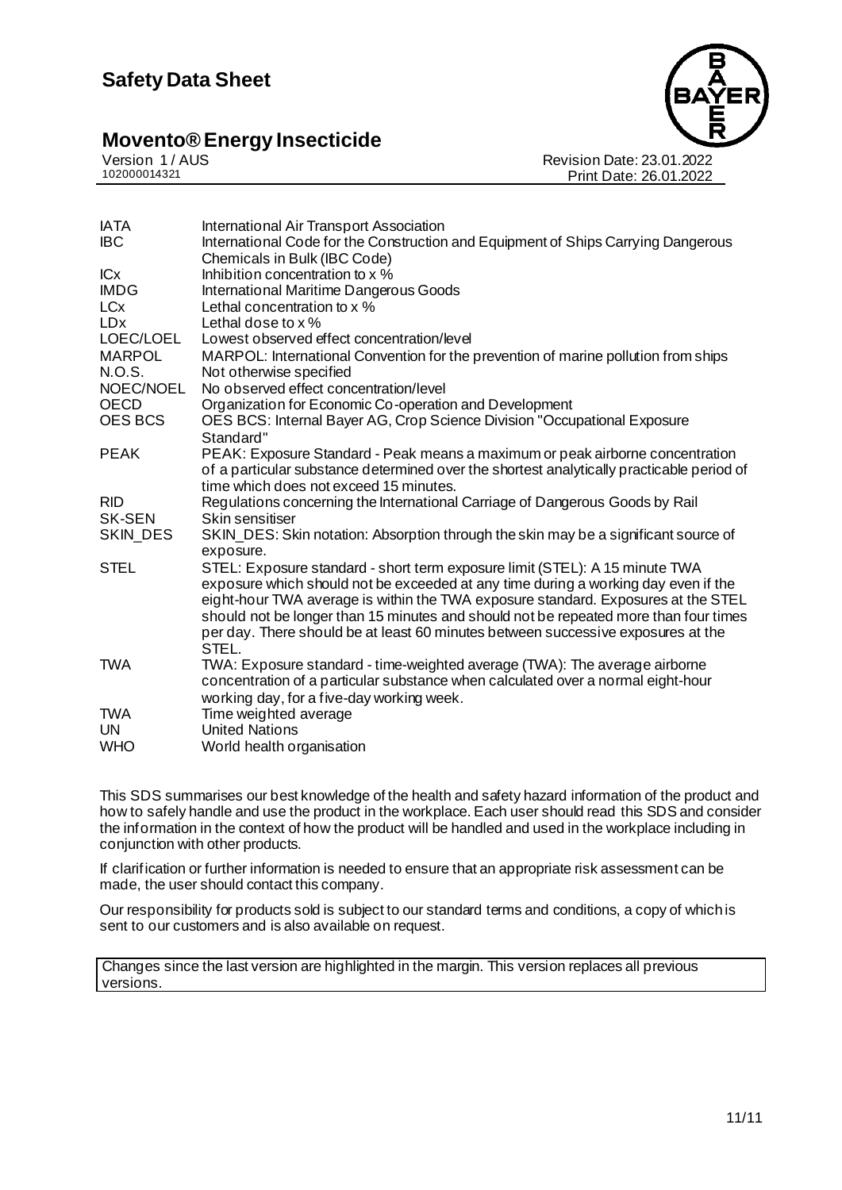| | |
|---|---|
| IATA | International Air Transport Association |
| IBC | International Code for the Construction and Equipment of Ships Carrying Dangerous Chemicals in Bulk (IBC Code) |
| ICx | Inhibition concentration to x % |
| IMDG | International Maritime Dangerous Goods |
| LCx | Lethal concentration to x % |
| LDx | Lethal dose to x % |
| LOEC/LOEL | Lowest observed effect concentration/level |
| MARPOL | MARPOL: International Convention for the prevention of marine pollution from ships |
| N.O.S. | Not otherwise specified |
| NOEC/NOEL | No observed effect concentration/level |
| OECD | Organization for Economic Co-operation and Development |
| OES BCS | OES BCS: Internal Bayer AG, Crop Science Division "Occupational Exposure Standard" |
| PEAK | PEAK: Exposure Standard - Peak means a maximum or peak airborne concentration of a particular substance determined over the shortest analytically practicable period of time which does not exceed 15 minutes. |
| RID | Regulations concerning the International Carriage of Dangerous Goods by Rail |
| SK-SEN | Skin sensitiser |
| SKIN_DES | SKIN_DES: Skin notation: Absorption through the skin may be a significant source of exposure. |
| STEL | STEL: Exposure standard - short term exposure limit (STEL): A 15 minute TWA exposure which should not be exceeded at any time during a working day even if the eight-hour TWA average is within the TWA exposure standard. Exposures at the STEL should not be longer than 15 minutes and should not be repeated more than four times per day. There should be at least 60 minutes between successive exposures at the STEL. |
| TWA | TWA: Exposure standard - time-weighted average (TWA): The average airborne concentration of a particular substance when calculated over a normal eight-hour working day, for a five-day working week. |
| TWA | Time weighted average |
| UN | United Nations |
| WHO | World health organisation |

This SDS summarises our best knowledge of the health and safety hazard information of the product and how to safely handle and use the product in the workplace. Each user should read this SDS and consider the information in the context of how the product will be handled and used in the workplace including in conjunction with other products.

If clarification or further information is needed to ensure that an appropriate risk assessment can be made, the user should contact this company.

Our responsibility for products sold is subject to our standard terms and conditions, a copy of which is sent to our customers and is also available on request.

Changes since the last version are highlighted in the margin. This version replaces all previous versions.